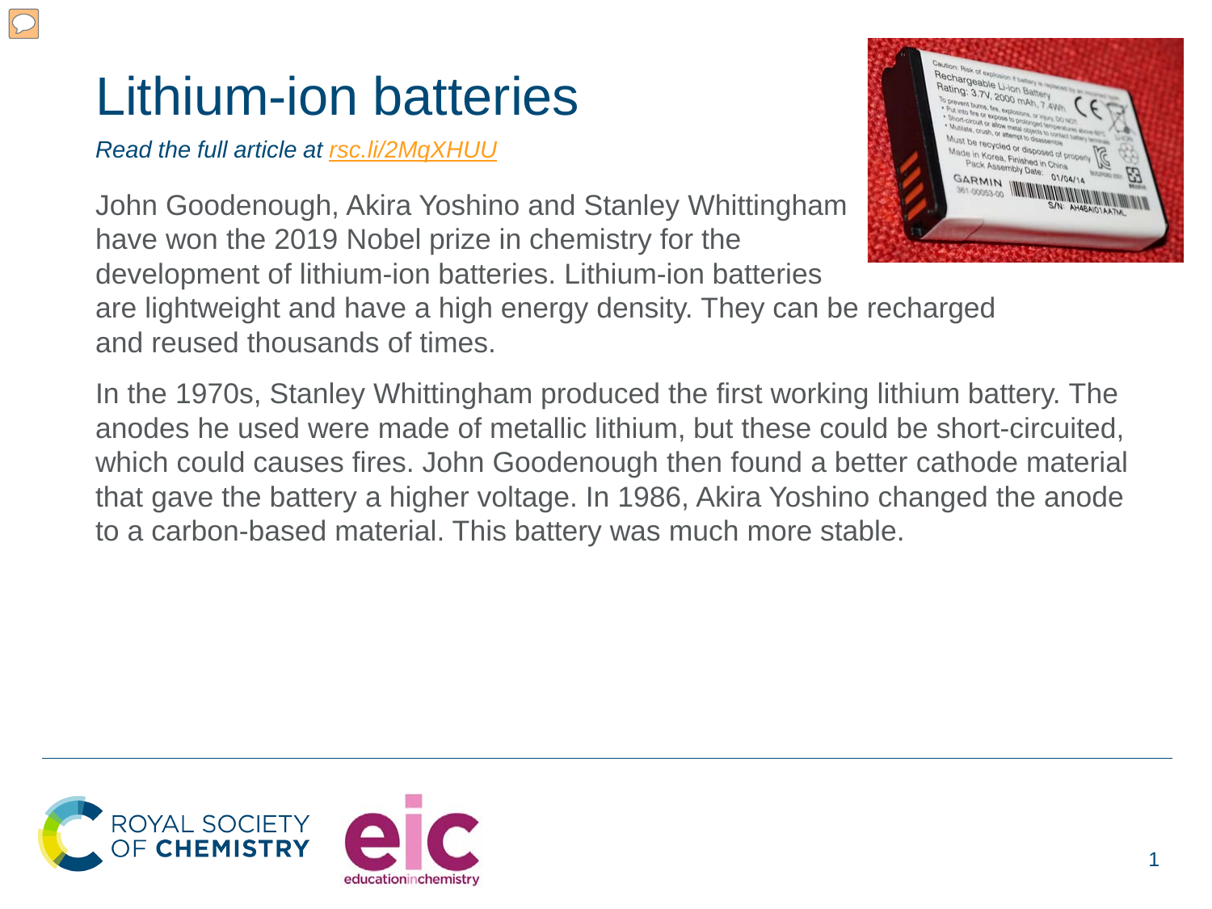# Lithium-ion batteries

*Read the full article at [rsc.li/2MqXHUU](rsc.li/2MqXHUU)*

John Goodenough, Akira Yoshino and Stanley Whittingham have won the 2019 Nobel prize in chemistry for the development of lithium-ion batteries. Lithium-ion batteries are lightweight and have a high energy density. They can be recharged and reused thousands of times.

In the 1970s, Stanley Whittingham produced the first working lithium battery. The anodes he used were made of metallic lithium, but these could be short-circuited, which could causes fires. John Goodenough then found a better cathode material that gave the battery a higher voltage. In 1986, Akira Yoshino changed the anode to a carbon-based material. This battery was much more stable.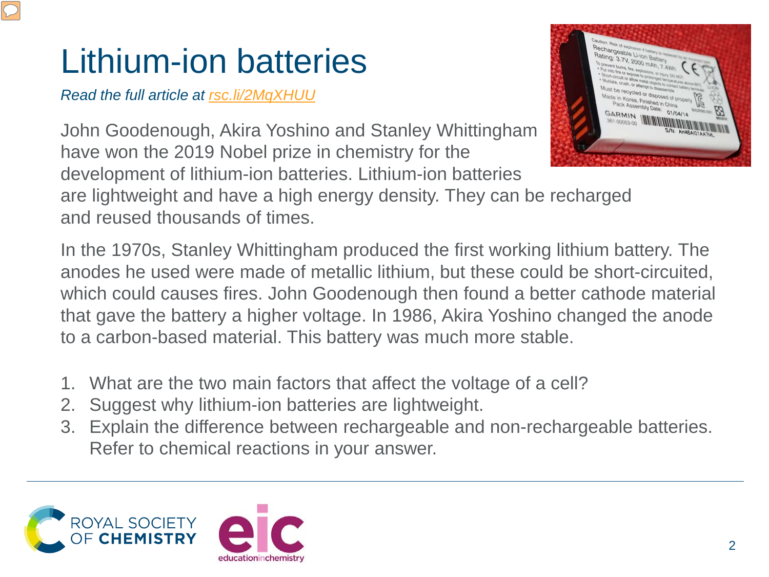# Lithium-ion batteries

*Read the full article at rsc.li/2MqXHUU*

John Goodenough, Akira Yoshino and Stanley Whittingham have won the 2019 Nobel prize in chemistry for the development of lithium-ion batteries. Lithium-ion batteries are lightweight and have a high energy density. They can be recharged and reused thousands of times.

In the 1970s, Stanley Whittingham produced the first working lithium battery. The anodes he used were made of metallic lithium, but these could be short-circuited, which could causes fires. John Goodenough then found a better cathode material that gave the battery a higher voltage. In 1986, Akira Yoshino changed the anode to a carbon-based material. This battery was much more stable.

1. What are the two main factors that affect the voltage of a cell?
2. Suggest why lithium-ion batteries are lightweight.
3. Explain the difference between rechargeable and non-rechargeable batteries. Refer to chemical reactions in your answer.